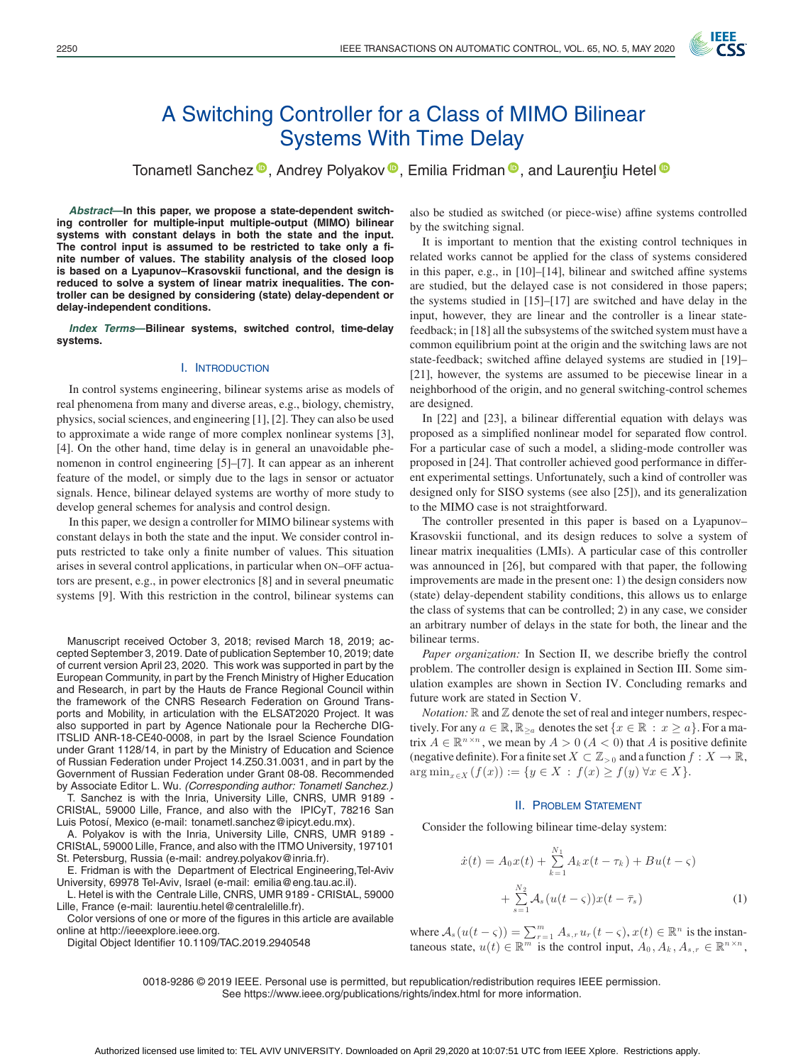# A Switching Controller for a Class of MIMO Bilinear Systems With Time Delay

Tonametl Sanchez, Andrey Polyakov, Emilia Fridman, and Laurenţiu Hetel

***Abstract*—In this paper, we propose a state-dependent switching controller for multiple-input multiple-output (MIMO) bilinear systems with constant delays in both the state and the input. The control input is assumed to be restricted to take only a finite number of values. The stability analysis of the closed loop is based on a Lyapunov–Krasovskii functional, and the design is reduced to solve a system of linear matrix inequalities. The controller can be designed by considering (state) delay-dependent or delay-independent conditions.**

***Index Terms*—Bilinear systems, switched control, time-delay systems.**

## I. Introduction

In control systems engineering, bilinear systems arise as models of real phenomena from many and diverse areas, e.g., biology, chemistry, physics, social sciences, and engineering [1], [2]. They can also be used to approximate a wide range of more complex nonlinear systems [3], [4]. On the other hand, time delay is in general an unavoidable phenomenon in control engineering [5]–[7]. It can appear as an inherent feature of the model, or simply due to the lags in sensor or actuator signals. Hence, bilinear delayed systems are worthy of more study to develop general schemes for analysis and control design.

In this paper, we design a controller for MIMO bilinear systems with constant delays in both the state and the input. We consider control inputs restricted to take only a finite number of values. This situation arises in several control applications, in particular when ON–OFF actuators are present, e.g., in power electronics [8] and in several pneumatic systems [9]. With this restriction in the control, bilinear systems can also be studied as switched (or piece-wise) affine systems controlled by the switching signal.

It is important to mention that the existing control techniques in related works cannot be applied for the class of systems considered in this paper, e.g., in [10]–[14], bilinear and switched affine systems are studied, but the delayed case is not considered in those papers; the systems studied in [15]–[17] are switched and have delay in the input, however, they are linear and the controller is a linear state-feedback; in [18] all the subsystems of the switched system must have a common equilibrium point at the origin and the switching laws are not state-feedback; switched affine delayed systems are studied in [19]–[21], however, the systems are assumed to be piecewise linear in a neighborhood of the origin, and no general switching-control schemes are designed.

In [22] and [23], a bilinear differential equation with delays was proposed as a simplified nonlinear model for separated flow control. For a particular case of such a model, a sliding-mode controller was proposed in [24]. That controller achieved good performance in different experimental settings. Unfortunately, such a kind of controller was designed only for SISO systems (see also [25]), and its generalization to the MIMO case is not straightforward.

The controller presented in this paper is based on a Lyapunov–Krasovskii functional, and its design reduces to solve a system of linear matrix inequalities (LMIs). A particular case of this controller was announced in [26], but compared with that paper, the following improvements are made in the present one: 1) the design considers now (state) delay-dependent stability conditions, this allows us to enlarge the class of systems that can be controlled; 2) in any case, we consider an arbitrary number of delays in the state for both, the linear and the bilinear terms.

*Paper organization:* In Section II, we describe briefly the control problem. The controller design is explained in Section III. Some simulation examples are shown in Section IV. Concluding remarks and future work are stated in Section V.

*Notation:* $\mathbb{R}$ and $\mathbb{Z}$ denote the set of real and integer numbers, respectively. For any $a \in \mathbb{R}$, $\mathbb{R}_{\geq a}$ denotes the set $\{x \in \mathbb{R} \,:\, x \geq a\}$. For a matrix $A \in \mathbb{R}^{n\times n}$, we mean by $A > 0$ ($A < 0$) that $A$ is positive definite (negative definite). For a finite set $X \subset \mathbb{Z}_{>0}$ and a function $f : X \to \mathbb{R}$, $\arg\min_{x\in X}(f(x)) := \{y \in X \,:\, f(x) \geq f(y)\, \forall x \in X\}$.

## II. Problem Statement

Consider the following bilinear time-delay system:

$$
\begin{aligned}
\dot{x}(t) = A_0 x(t) + \sum_{k=1}^{N_1} A_k x(t-\tau_k) + Bu(t-\varsigma) \\
+ \sum_{s=1}^{N_2} \mathcal{A}_s(u(t-\varsigma))x(t-\bar{\tau}_s)
\end{aligned}
\tag{1}
$$

where $\mathcal{A}_s(u(t-\varsigma)) = \sum_{r=1}^{m} A_{s,r} u_r(t-\varsigma)$, $x(t) \in \mathbb{R}^n$ is the instantaneous state, $u(t) \in \mathbb{R}^m$ is the control input, $A_0, A_k, A_{s,r} \in \mathbb{R}^{n\times n}$,

---

Manuscript received October 3, 2018; revised March 18, 2019; accepted September 3, 2019. Date of publication September 10, 2019; date of current version April 23, 2020. This work was supported in part by the European Community, in part by the French Ministry of Higher Education and Research, in part by the Hauts de France Regional Council within the framework of the CNRS Research Federation on Ground Transports and Mobility, in articulation with the ELSAT2020 Project. It was also supported in part by Agence Nationale pour la Recherche DIGITSLID ANR-18-CE40-0008, in part by the Israel Science Foundation under Grant 1128/14, in part by the Ministry of Education and Science of Russian Federation under Project 14.Z50.31.0031, and in part by the Government of Russian Federation under Grant 08-08. Recommended by Associate Editor L. Wu. *(Corresponding author: Tonametl Sanchez.)*

T. Sanchez is with the Inria, University Lille, CNRS, UMR 9189 - CRIStAL, 59000 Lille, France, and also with the IPICyT, 78216 San Luis Potosí, Mexico (e-mail: tonametl.sanchez@ipicyt.edu.mx).

A. Polyakov is with the Inria, University Lille, CNRS, UMR 9189 - CRIStAL, 59000 Lille, France, and also with the ITMO University, 197101 St. Petersburg, Russia (e-mail: andrey.polyakov@inria.fr).

E. Fridman is with the Department of Electrical Engineering,Tel-Aviv University, 69978 Tel-Aviv, Israel (e-mail: emilia@eng.tau.ac.il).

L. Hetel is with the Centrale Lille, CNRS, UMR 9189 - CRIStAL, 59000 Lille, France (e-mail: laurentiu.hetel@centralelille.fr).

Color versions of one or more of the figures in this article are available online at http://ieeexplore.ieee.org.

Digital Object Identifier 10.1109/TAC.2019.2940548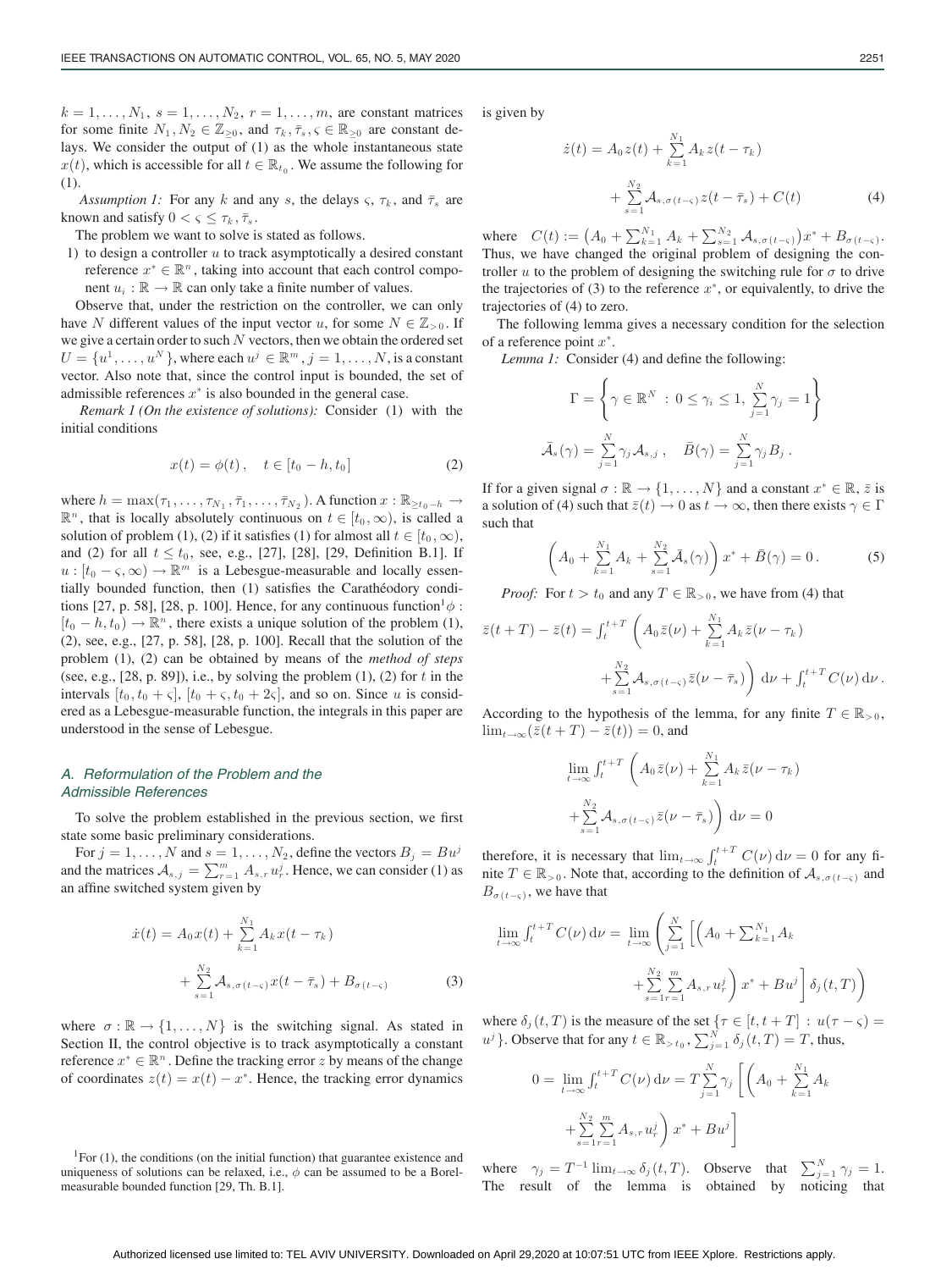$k = 1, \dots, N_1$, $s = 1, \dots, N_2$, $r = 1, \dots, m$, are constant matrices for some finite $N_1, N_2 \in \mathbb{Z}_{\geq 0}$, and $\tau_k, \bar{\tau}_s, \varsigma \in \mathbb{R}_{\geq 0}$ are constant delays. We consider the output of (1) as the whole instantaneous state $x(t)$, which is accessible for all $t \in \mathbb{R}_{t_0}$. We assume the following for (1).

*Assumption 1:* For any $k$ and any $s$, the delays $\varsigma$, $\tau_k$, and $\bar{\tau}_s$ are known and satisfy $0 < \varsigma \leq \tau_k, \bar{\tau}_s$.

The problem we want to solve is stated as follows.

1) to design a controller $u$ to track asymptotically a desired constant reference $x^* \in \mathbb{R}^n$, taking into account that each control component $u_i : \mathbb{R} \to \mathbb{R}$ can only take a finite number of values.

Observe that, under the restriction on the controller, we can only have $N$ different values of the input vector $u$, for some $N \in \mathbb{Z}_{>0}$. If we give a certain order to such $N$ vectors, then we obtain the ordered set $U = \{u^1, \dots, u^N\}$, where each $u^j \in \mathbb{R}^m$, $j = 1, \dots, N$, is a constant vector. Also note that, since the control input is bounded, the set of admissible references $x^*$ is also bounded in the general case.

*Remark 1 (On the existence of solutions):* Consider (1) with the initial conditions

$$x(t) = \phi(t), \quad t \in [t_0 - h, t_0] \tag{2}$$

where $h = \max(\tau_1, \dots, \tau_{N_1}, \bar{\tau}_1, \dots, \bar{\tau}_{N_2})$. A function $x : \mathbb{R}_{\geq t_0 - h} \to \mathbb{R}^n$, that is locally absolutely continuous on $t \in [t_0, \infty)$, is called a solution of problem (1), (2) if it satisfies (1) for almost all $t \in [t_0, \infty)$, and (2) for all $t \leq t_0$, see, e.g., [27], [28], [29, Definition B.1]. If $u : [t_0 - \varsigma, \infty) \to \mathbb{R}^m$ is a Lebesgue-measurable and locally essentially bounded function, then (1) satisfies the Carathéodory conditions [27, p. 58], [28, p. 100]. Hence, for any continuous function[1] $\phi : [t_0 - h, t_0) \to \mathbb{R}^n$, there exists a unique solution of the problem (1), (2), see, e.g., [27, p. 58], [28, p. 100]. Recall that the solution of the problem (1), (2) can be obtained by means of the *method of steps* (see, e.g., [28, p. 89]), i.e., by solving the problem (1), (2) for $t$ in the intervals $[t_0, t_0 + \varsigma]$, $[t_0 + \varsigma, t_0 + 2\varsigma]$, and so on. Since $u$ is considered as a Lebesgue-measurable function, the integrals in this paper are understood in the sense of Lebesgue.

### *A. Reformulation of the Problem and the Admissible References*

To solve the problem established in the previous section, we first state some basic preliminary considerations.

For $j = 1, \dots, N$ and $s = 1, \dots, N_2$, define the vectors $B_j = Bu^j$ and the matrices $\mathcal{A}_{s,j} = \sum_{r=1}^{m} A_{s,r} u_r^j$. Hence, we can consider (1) as an affine switched system given by

$$\dot{x}(t) = A_0 x(t) + \sum_{k=1}^{N_1} A_k x(t - \tau_k) + \sum_{s=1}^{N_2} \mathcal{A}_{s,\sigma(t-\varsigma)} x(t - \bar{\tau}_s) + B_{\sigma(t-\varsigma)} \tag{3}$$

where $\sigma : \mathbb{R} \to \{1, \dots, N\}$ is the switching signal. As stated in Section II, the control objective is to track asymptotically a constant reference $x^* \in \mathbb{R}^n$. Define the tracking error $z$ by means of the change of coordinates $z(t) = x(t) - x^*$. Hence, the tracking error dynamics is given by

$$\dot{z}(t) = A_0 z(t) + \sum_{k=1}^{N_1} A_k z(t - \tau_k) + \sum_{s=1}^{N_2} \mathcal{A}_{s,\sigma(t-\varsigma)} z(t - \bar{\tau}_s) + C(t) \tag{4}$$

where $C(t) := \left(A_0 + \sum_{k=1}^{N_1} A_k + \sum_{s=1}^{N_2} \mathcal{A}_{s,\sigma(t-\varsigma)}\right) x^* + B_{\sigma(t-\varsigma)}$. Thus, we have changed the original problem of designing the controller $u$ to the problem of designing the switching rule for $\sigma$ to drive the trajectories of (3) to the reference $x^*$, or equivalently, to drive the trajectories of (4) to zero.

The following lemma gives a necessary condition for the selection of a reference point $x^*$.

*Lemma 1:* Consider (4) and define the following:

$$\Gamma = \left\{ \gamma \in \mathbb{R}^N \, : \, 0 \leq \gamma_i \leq 1, \, \sum_{j=1}^{N} \gamma_j = 1 \right\}$$

$$\bar{\mathcal{A}}_s(\gamma) = \sum_{j=1}^{N} \gamma_j \mathcal{A}_{s,j} \, , \quad \bar{B}(\gamma) = \sum_{j=1}^{N} \gamma_j B_j \, .$$

If for a given signal $\sigma : \mathbb{R} \to \{1, \dots, N\}$ and a constant $x^* \in \mathbb{R}$, $\bar{z}$ is a solution of (4) such that $\bar{z}(t) \to 0$ as $t \to \infty$, then there exists $\gamma \in \Gamma$ such that

$$\left( A_0 + \sum_{k=1}^{N_1} A_k + \sum_{s=1}^{N_2} \bar{\mathcal{A}}_s(\gamma) \right) x^* + \bar{B}(\gamma) = 0 \, . \tag{5}$$

*Proof:* For $t > t_0$ and any $T \in \mathbb{R}_{>0}$, we have from (4) that

$$\bar{z}(t + T) - \bar{z}(t) = \int_t^{t+T} \left( A_0 \bar{z}(\nu) + \sum_{k=1}^{N_1} A_k \bar{z}(\nu - \tau_k) + \sum_{s=1}^{N_2} \mathcal{A}_{s,\sigma(t-\varsigma)} \bar{z}(\nu - \bar{\tau}_s) \right) \mathrm{d}\nu + \int_t^{t+T} C(\nu) \, \mathrm{d}\nu \, .$$

According to the hypothesis of the lemma, for any finite $T \in \mathbb{R}_{>0}$, $\lim_{t\to\infty} (\bar{z}(t + T) - \bar{z}(t)) = 0$, and

$$\lim_{t\to\infty} \int_t^{t+T} \left( A_0 \bar{z}(\nu) + \sum_{k=1}^{N_1} A_k \bar{z}(\nu - \tau_k) + \sum_{s=1}^{N_2} \mathcal{A}_{s,\sigma(t-\varsigma)} \bar{z}(\nu - \bar{\tau}_s) \right) \mathrm{d}\nu = 0$$

therefore, it is necessary that $\lim_{t\to\infty} \int_t^{t+T} C(\nu) \, \mathrm{d}\nu = 0$ for any finite $T \in \mathbb{R}_{>0}$. Note that, according to the definition of $\mathcal{A}_{s,\sigma(t-\varsigma)}$ and $B_{\sigma(t-\varsigma)}$, we have that

$$\lim_{t\to\infty} \int_t^{t+T} C(\nu) \, \mathrm{d}\nu = \lim_{t\to\infty} \left( \sum_{j=1}^{N} \left[ \left( A_0 + \sum_{k=1}^{N_1} A_k + \sum_{s=1}^{N_2} \sum_{r=1}^{m} A_{s,r} u_r^j \right) x^* + Bu^j \right] \delta_j(t, T) \right)$$

where $\delta_j(t, T)$ is the measure of the set $\{\tau \in [t, t + T] \, : \, u(\tau - \varsigma) = u^j\}$. Observe that for any $t \in \mathbb{R}_{>t_0}$, $\sum_{j=1}^{N} \delta_j(t, T) = T$, thus,

$$0 = \lim_{t\to\infty} \int_t^{t+T} C(\nu) \, \mathrm{d}\nu = T \sum_{j=1}^{N} \gamma_j \left[ \left( A_0 + \sum_{k=1}^{N_1} A_k + \sum_{s=1}^{N_2} \sum_{r=1}^{m} A_{s,r} u_r^j \right) x^* + Bu^j \right]$$

where $\gamma_j = T^{-1} \lim_{t\to\infty} \delta_j(t, T)$. Observe that $\sum_{j=1}^{N} \gamma_j = 1$. The result of the lemma is obtained by noticing that

[1] For (1), the conditions (on the initial function) that guarantee existence and uniqueness of solutions can be relaxed, i.e., $\phi$ can be assumed to be a Borel-measurable bounded function [29, Th. B.1].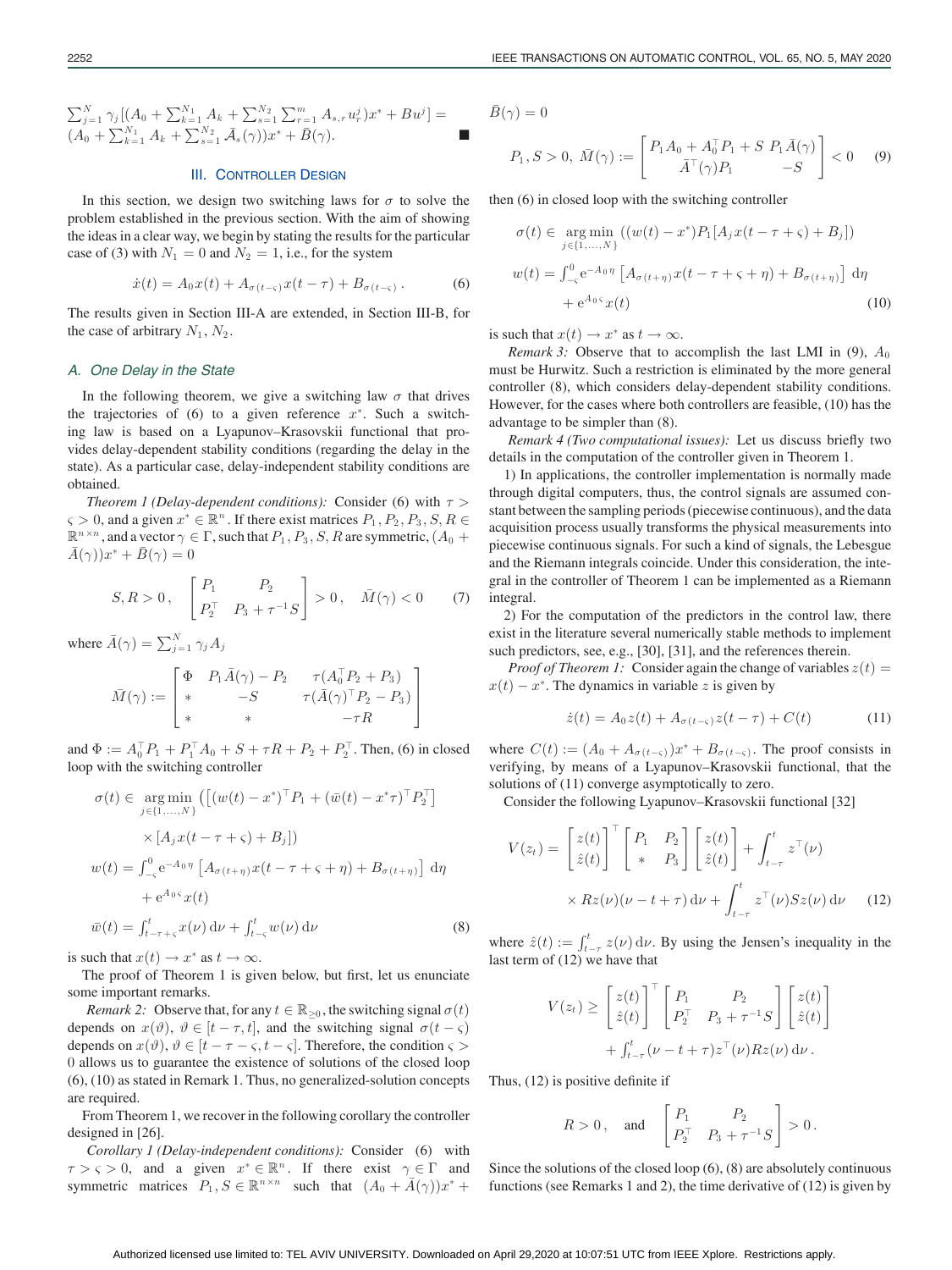$\sum_{j=1}^{N} \gamma_j [(A_0 + \sum_{k=1}^{N_1} A_k + \sum_{s=1}^{N_2} \sum_{r=1}^{m} A_{s,r} u_r^j) x^* + B u^j] = (A_0 + \sum_{k=1}^{N_1} A_k + \sum_{s=1}^{N_2} \bar{A}_s(\gamma)) x^* + \bar{B}(\gamma)$. ■

## III. Controller Design

In this section, we design two switching laws for $\sigma$ to solve the problem established in the previous section. With the aim of showing the ideas in a clear way, we begin by stating the results for the particular case of (3) with $N_1 = 0$ and $N_2 = 1$, i.e., for the system

$$\dot{x}(t) = A_0 x(t) + A_{\sigma(t-\varsigma)} x(t-\tau) + B_{\sigma(t-\varsigma)} . \tag{6}$$

The results given in Section III-A are extended, in Section III-B, for the case of arbitrary $N_1, N_2$.

### A. One Delay in the State

In the following theorem, we give a switching law $\sigma$ that drives the trajectories of (6) to a given reference $x^*$. Such a switching law is based on a Lyapunov–Krasovskii functional that provides delay-dependent stability conditions (regarding the delay in the state). As a particular case, delay-independent stability conditions are obtained.

*Theorem 1 (Delay-dependent conditions):* Consider (6) with $\tau > \varsigma > 0$, and a given $x^* \in \mathbb{R}^n$. If there exist matrices $P_1, P_2, P_3, S, R \in \mathbb{R}^{n \times n}$, and a vector $\gamma \in \Gamma$, such that $P_1, P_3, S, R$ are symmetric, $(A_0 + \bar{A}(\gamma))x^* + \bar{B}(\gamma) = 0$

$$S, R > 0 , \quad \begin{bmatrix} P_1 & P_2 \\ P_2^\top & P_3 + \tau^{-1} S \end{bmatrix} > 0 , \quad \bar{M}(\gamma) < 0 \tag{7}$$

where $\bar{A}(\gamma) = \sum_{j=1}^{N} \gamma_j A_j$

$$\bar{M}(\gamma) := \begin{bmatrix} \Phi & P_1 \bar{A}(\gamma) - P_2 & \tau(A_0^\top P_2 + P_3) \\ * & -S & \tau(\bar{A}(\gamma)^\top P_2 - P_3) \\ * & * & -\tau R \end{bmatrix}$$

and $\Phi := A_0^\top P_1 + P_1^\top A_0 + S + \tau R + P_2 + P_2^\top$. Then, (6) in closed loop with the switching controller

$$\begin{aligned} \sigma(t) \in \underset{j \in \{1,\ldots,N\}}{\arg\min} & \left( \left[ (w(t) - x^*)^\top P_1 + (\bar{w}(t) - x^* \tau)^\top P_2^\top \right] \right. \\ & \left. \times [A_j x(t - \tau + \varsigma) + B_j] \right) \\ w(t) = & \int_{-\varsigma}^{0} \mathrm{e}^{-A_0 \eta} \left[ A_{\sigma(t+\eta)} x(t - \tau + \varsigma + \eta) + B_{\sigma(t+\eta)} \right] \mathrm{d}\eta \\ & + \mathrm{e}^{A_0 \varsigma} x(t) \\ \bar{w}(t) = & \int_{t-\tau+\varsigma}^{t} x(\nu)\, \mathrm{d}\nu + \int_{t-\varsigma}^{t} w(\nu)\, \mathrm{d}\nu \end{aligned} \tag{8}$$

is such that $x(t) \to x^*$ as $t \to \infty$.

The proof of Theorem 1 is given below, but first, let us enunciate some important remarks.

*Remark 2:* Observe that, for any $t \in \mathbb{R}_{\geq 0}$, the switching signal $\sigma(t)$ depends on $x(\vartheta)$, $\vartheta \in [t - \tau, t]$, and the switching signal $\sigma(t - \varsigma)$ depends on $x(\vartheta)$, $\vartheta \in [t - \tau - \varsigma, t - \varsigma]$. Therefore, the condition $\varsigma > 0$ allows us to guarantee the existence of solutions of the closed loop (6), (10) as stated in Remark 1. Thus, no generalized-solution concepts are required.

From Theorem 1, we recover in the following corollary the controller designed in [26].

*Corollary 1 (Delay-independent conditions):* Consider (6) with $\tau > \varsigma > 0$, and a given $x^* \in \mathbb{R}^n$. If there exist $\gamma \in \Gamma$ and symmetric matrices $P_1, S \in \mathbb{R}^{n \times n}$ such that $(A_0 + \bar{A}(\gamma))x^* + \bar{B}(\gamma) = 0$

$$P_1, S > 0, \ \bar{M}(\gamma) := \begin{bmatrix} P_1 A_0 + A_0^\top P_1 + S & P_1 \bar{A}(\gamma) \\ \bar{A}^\top(\gamma) P_1 & -S \end{bmatrix} < 0 \tag{9}$$

then (6) in closed loop with the switching controller

$$\begin{aligned} \sigma(t) \in & \underset{j \in \{1,\ldots,N\}}{\arg\min} \left( (w(t) - x^*) P_1 [A_j x(t - \tau + \varsigma) + B_j] \right) \\ w(t) = & \int_{-\varsigma}^{0} \mathrm{e}^{-A_0 \eta} \left[ A_{\sigma(t+\eta)} x(t - \tau + \varsigma + \eta) + B_{\sigma(t+\eta)} \right] \mathrm{d}\eta \\ & + \mathrm{e}^{A_0 \varsigma} x(t) \end{aligned} \tag{10}$$

is such that $x(t) \to x^*$ as $t \to \infty$.

*Remark 3:* Observe that to accomplish the last LMI in (9), $A_0$ must be Hurwitz. Such a restriction is eliminated by the more general controller (8), which considers delay-dependent stability conditions. However, for the cases where both controllers are feasible, (10) has the advantage to be simpler than (8).

*Remark 4 (Two computational issues):* Let us discuss briefly two details in the computation of the controller given in Theorem 1.

1) In applications, the controller implementation is normally made through digital computers, thus, the control signals are assumed constant between the sampling periods (piecewise continuous), and the data acquisition process usually transforms the physical measurements into piecewise continuous signals. For such a kind of signals, the Lebesgue and the Riemann integrals coincide. Under this consideration, the integral in the controller of Theorem 1 can be implemented as a Riemann integral.

2) For the computation of the predictors in the control law, there exist in the literature several numerically stable methods to implement such predictors, see, e.g., [30], [31], and the references therein.

*Proof of Theorem 1:* Consider again the change of variables $z(t) = x(t) - x^*$. The dynamics in variable $z$ is given by

$$\dot{z}(t) = A_0 z(t) + A_{\sigma(t-\varsigma)} z(t - \tau) + C(t) \tag{11}$$

where $C(t) := (A_0 + A_{\sigma(t-\varsigma)})x^* + B_{\sigma(t-\varsigma)}$. The proof consists in verifying, by means of a Lyapunov–Krasovskii functional, that the solutions of (11) converge asymptotically to zero.

Consider the following Lyapunov–Krasovskii functional [32]

$$\begin{aligned} V(z_t) = & \begin{bmatrix} z(t) \\ \hat{z}(t) \end{bmatrix}^\top \begin{bmatrix} P_1 & P_2 \\ * & P_3 \end{bmatrix} \begin{bmatrix} z(t) \\ \hat{z}(t) \end{bmatrix} + \int_{t-\tau}^{t} z^\top(\nu) \\ & \times R z(\nu)(\nu - t + \tau)\, \mathrm{d}\nu + \int_{t-\tau}^{t} z^\top(\nu) S z(\nu)\, \mathrm{d}\nu \end{aligned} \tag{12}$$

where $\hat{z}(t) := \int_{t-\tau}^{t} z(\nu)\, \mathrm{d}\nu$. By using the Jensen's inequality in the last term of (12) we have that

$$\begin{aligned} V(z_t) \geq & \begin{bmatrix} z(t) \\ \hat{z}(t) \end{bmatrix}^\top \begin{bmatrix} P_1 & P_2 \\ P_2^\top & P_3 + \tau^{-1} S \end{bmatrix} \begin{bmatrix} z(t) \\ \hat{z}(t) \end{bmatrix} \\ & + \int_{t-\tau}^{t} (\nu - t + \tau) z^\top(\nu) R z(\nu)\, \mathrm{d}\nu . \end{aligned}$$

Thus, (12) is positive definite if

$$R > 0 , \quad \text{and} \quad \begin{bmatrix} P_1 & P_2 \\ P_2^\top & P_3 + \tau^{-1} S \end{bmatrix} > 0 .$$

Since the solutions of the closed loop (6), (8) are absolutely continuous functions (see Remarks 1 and 2), the time derivative of (12) is given by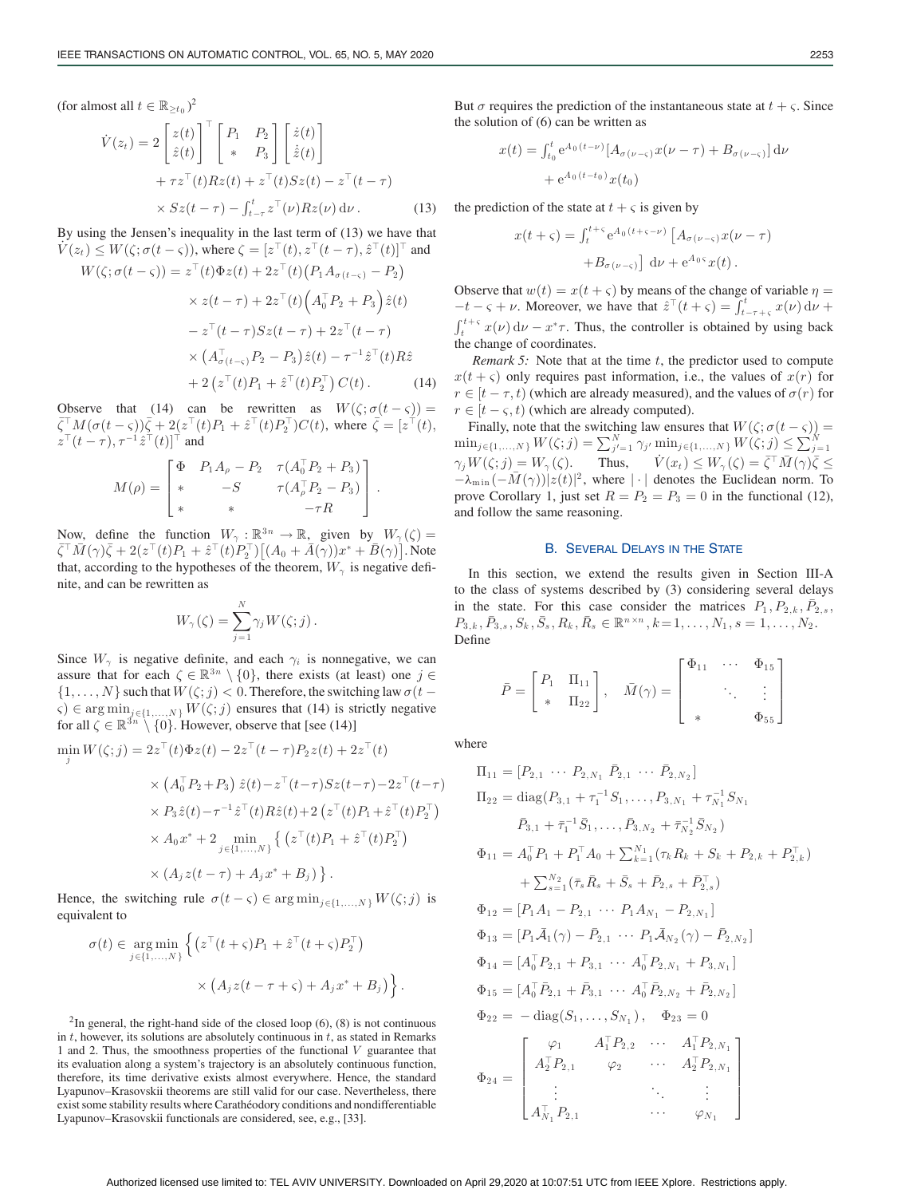(for almost all $t \in \mathbb{R}_{\geq t_0}$)[2]

$$\dot{V}(z_t) = 2\begin{bmatrix} z(t) \\ \hat{z}(t) \end{bmatrix}^\top \begin{bmatrix} P_1 & P_2 \\ * & P_3 \end{bmatrix} \begin{bmatrix} \dot{z}(t) \\ \dot{\hat{z}}(t) \end{bmatrix} + \tau z^\top(t) R z(t) + z^\top(t) S z(t) - z^\top(t-\tau) \times S z(t-\tau) - \int_{t-\tau}^{t} z^\top(\nu) R z(\nu)\, \mathrm{d}\nu\,. \tag{13}$$

By using the Jensen's inequality in the last term of (13) we have that $\dot{V}(z_t) \leq W(\zeta; \sigma(t-\varsigma))$, where $\zeta = [z^\top(t), z^\top(t-\tau), \hat{z}^\top(t)]^\top$ and

$$\begin{aligned} W(\zeta;\sigma(t-\varsigma)) &= z^\top(t)\Phi z(t) + 2z^\top(t)\big(P_1 A_{\sigma(t-\varsigma)} - P_2\big) \\ &\quad \times z(t-\tau) + 2z^\top(t)\Big(A_0^\top P_2 + P_3\Big)\hat{z}(t) \\ &\quad - z^\top(t-\tau) S z(t-\tau) + 2z^\top(t-\tau) \\ &\quad \times \big(A_{\sigma(t-\varsigma)}^\top P_2 - P_3\big)\hat{z}(t) - \tau^{-1}\hat{z}^\top(t) R \hat{z} \\ &\quad + 2\big(z^\top(t) P_1 + \hat{z}^\top(t) P_2^\top\big) C(t)\,. \end{aligned} \tag{14}$$

Observe that (14) can be rewritten as $W(\zeta;\sigma(t-\varsigma)) = \bar{\zeta}^\top M(\sigma(t-\varsigma))\bar{\zeta} + 2(z^\top(t)P_1 + \hat{z}^\top(t)P_2^\top)C(t)$, where $\bar{\zeta} = [z^\top(t), z^\top(t-\tau), \tau^{-1}\hat{z}^\top(t)]^\top$ and

$$M(\rho) = \begin{bmatrix} \Phi & P_1 A_\rho - P_2 & \tau(A_0^\top P_2 + P_3) \\ * & -S & \tau(A_\rho^\top P_2 - P_3) \\ * & * & -\tau R \end{bmatrix}.$$

Now, define the function $W_\gamma : \mathbb{R}^{3n} \to \mathbb{R}$, given by $W_\gamma(\zeta) = \bar{\zeta}^\top \bar{M}(\gamma)\bar{\zeta} + 2(z^\top(t)P_1 + \hat{z}^\top(t)P_2^\top)\big[(A_0 + \bar{A}(\gamma))x^* + \bar{B}(\gamma)\big]$. Note that, according to the hypotheses of the theorem, $W_\gamma$ is negative definite, and can be rewritten as

$$W_\gamma(\zeta) = \sum_{j=1}^{N} \gamma_j W(\zeta; j)\,.$$

Since $W_\gamma$ is negative definite, and each $\gamma_i$ is nonnegative, we can assure that for each $\zeta \in \mathbb{R}^{3n} \setminus \{0\}$, there exists (at least) one $j \in \{1,\ldots,N\}$ such that $W(\zeta;j) < 0$. Therefore, the switching law $\sigma(t-\varsigma) \in \arg\min_{j\in\{1,\ldots,N\}} W(\zeta;j)$ ensures that (14) is strictly negative for all $\zeta \in \mathbb{R}^{3n} \setminus \{0\}$. However, observe that [see (14)]

$$\begin{aligned} \min_j W(\zeta;j) &= 2z^\top(t)\Phi z(t) - 2z^\top(t-\tau)P_2 z(t) + 2z^\top(t) \\ &\quad \times \big(A_0^\top P_2 + P_3\big)\hat{z}(t) - z^\top(t-\tau)Sz(t-\tau) - 2z^\top(t-\tau) \\ &\quad \times P_3\hat{z}(t) - \tau^{-1}\hat{z}^\top(t)R\hat{z}(t) + 2\big(z^\top(t)P_1 + \hat{z}^\top(t)P_2^\top\big) \\ &\quad \times A_0 x^* + 2\min_{j\in\{1,\ldots,N\}}\Big\{\big(z^\top(t)P_1 + \hat{z}^\top(t)P_2^\top\big) \\ &\quad \times \big(A_j z(t-\tau) + A_j x^* + B_j\big)\Big\}\,. \end{aligned}$$

Hence, the switching rule $\sigma(t-\varsigma) \in \arg\min_{j\in\{1,\ldots,N\}} W(\zeta;j)$ is equivalent to

$$\sigma(t) \in \arg\min_{j\in\{1,\ldots,N\}} \Big\{\big(z^\top(t+\varsigma)P_1 + \hat{z}^\top(t+\varsigma)P_2^\top\big) \times \big(A_j z(t-\tau+\varsigma) + A_j x^* + B_j\big)\Big\}.$$

But $\sigma$ requires the prediction of the instantaneous state at $t+\varsigma$. Since the solution of (6) can be written as

$$x(t) = \int_{t_0}^{t} \mathrm{e}^{A_0(t-\nu)}\big[A_{\sigma(\nu-\varsigma)}x(\nu-\tau) + B_{\sigma(\nu-\varsigma)}\big]\,\mathrm{d}\nu + \mathrm{e}^{A_0(t-t_0)}x(t_0)$$

the prediction of the state at $t+\varsigma$ is given by

$$x(t+\varsigma) = \int_{t}^{t+\varsigma} \mathrm{e}^{A_0(t+\varsigma-\nu)}\big[A_{\sigma(\nu-\varsigma)}x(\nu-\tau) + B_{\sigma(\nu-\varsigma)}\big]\,\mathrm{d}\nu + \mathrm{e}^{A_0\varsigma}x(t)\,.$$

Observe that $w(t) = x(t+\varsigma)$ by means of the change of variable $\eta = -t-\varsigma+\nu$. Moreover, we have that $\hat{z}^\top(t+\varsigma) = \int_{t-\tau+\varsigma}^{t} x(\nu)\,\mathrm{d}\nu + \int_{t}^{t+\varsigma} x(\nu)\,\mathrm{d}\nu - x^*\tau$. Thus, the controller is obtained by using back the change of coordinates.

*Remark 5:* Note that at the time $t$, the predictor used to compute $x(t+\varsigma)$ only requires past information, i.e., the values of $x(r)$ for $r \in [t-\tau, t)$ (which are already measured), and the values of $\sigma(r)$ for $r \in [t-\varsigma, t)$ (which are already computed).

Finally, note that the switching law ensures that $W(\zeta;\sigma(t-\varsigma)) = \min_{j\in\{1,\ldots,N\}} W(\zeta;j) = \sum_{j'=1}^{N}\gamma_{j'}\min_{j\in\{1,\ldots,N\}} W(\zeta;j) \leq \sum_{j=1}^{N}\gamma_j W(\zeta;j) = W_\gamma(\zeta)$. Thus, $\dot{V}(x_t) \leq W_\gamma(\zeta) = \bar{\zeta}^\top\bar{M}(\gamma)\bar{\zeta} \leq -\lambda_{\min}(-\bar{M}(\gamma))|z(t)|^2$, where $|\cdot|$ denotes the Euclidean norm. To prove Corollary 1, just set $R = P_2 = P_3 = 0$ in the functional (12), and follow the same reasoning.

## B. Several Delays in the State

In this section, we extend the results given in Section III-A to the class of systems described by (3) considering several delays in the state. For this case consider the matrices $P_1, P_{2,k}, \bar{P}_{2,s}, P_{3,k}, \bar{P}_{3,s}, S_k, \bar{S}_s, R_k, \bar{R}_s \in \mathbb{R}^{n\times n}$, $k = 1,\ldots,N_1$, $s = 1,\ldots,N_2$. Define

$$\bar{P} = \begin{bmatrix} P_1 & \Pi_{11} \\ * & \Pi_{22} \end{bmatrix}, \quad \bar{M}(\gamma) = \begin{bmatrix} \Phi_{11} & \cdots & \Phi_{15} \\ & \ddots & \vdots \\ * & & \Phi_{55} \end{bmatrix}$$

where

$$\begin{aligned} \Pi_{11} &= [P_{2,1}\ \cdots\ P_{2,N_1}\ \bar{P}_{2,1}\ \cdots\ \bar{P}_{2,N_2}] \\ \Pi_{22} &= \mathrm{diag}(P_{3,1} + \tau_1^{-1}S_1, \ldots, P_{3,N_1} + \tau_{N_1}^{-1}S_{N_1} \\ &\qquad \bar{P}_{3,1} + \bar{\tau}_1^{-1}\bar{S}_1, \ldots, \bar{P}_{3,N_2} + \bar{\tau}_{N_2}^{-1}\bar{S}_{N_2}) \\ \Phi_{11} &= A_0^\top P_1 + P_1^\top A_0 + \textstyle\sum_{k=1}^{N_1}(\tau_k R_k + S_k + P_{2,k} + P_{2,k}^\top) \\ &\quad + \textstyle\sum_{s=1}^{N_2}(\bar{\tau}_s\bar{R}_s + \bar{S}_s + \bar{P}_{2,s} + \bar{P}_{2,s}^\top) \\ \Phi_{12} &= [P_1 A_1 - P_{2,1}\ \cdots\ P_1 A_{N_1} - P_{2,N_1}] \\ \Phi_{13} &= [P_1\bar{A}_1(\gamma) - \bar{P}_{2,1}\ \cdots\ P_1\bar{A}_{N_2}(\gamma) - \bar{P}_{2,N_2}] \\ \Phi_{14} &= [A_0^\top P_{2,1} + P_{3,1}\ \cdots\ A_0^\top P_{2,N_1} + P_{3,N_1}] \\ \Phi_{15} &= [A_0^\top\bar{P}_{2,1} + \bar{P}_{3,1}\ \cdots\ A_0^\top\bar{P}_{2,N_2} + \bar{P}_{2,N_2}] \\ \Phi_{22} &= -\mathrm{diag}(S_1,\ldots,S_{N_1}), \quad \Phi_{23} = 0 \end{aligned}$$

$$\Phi_{24} = \begin{bmatrix} \varphi_1 & A_1^\top P_{2,2} & \cdots & A_1^\top P_{2,N_1} \\ A_2^\top P_{2,1} & \varphi_2 & \cdots & A_2^\top P_{2,N_1} \\ \vdots & & \ddots & \vdots \\ A_{N_1}^\top P_{2,1} & & \cdots & \varphi_{N_1} \end{bmatrix}$$

[2] In general, the right-hand side of the closed loop (6), (8) is not continuous in $t$, however, its solutions are absolutely continuous in $t$, as stated in Remarks 1 and 2. Thus, the smoothness properties of the functional $V$ guarantee that its evaluation along a system's trajectory is an absolutely continuous function, therefore, its time derivative exists almost everywhere. Hence, the standard Lyapunov–Krasovskii theorems are still valid for our case. Nevertheless, there exist some stability results where Carathéodory conditions and nondifferentiable Lyapunov–Krasovskii functionals are considered, see, e.g., [33].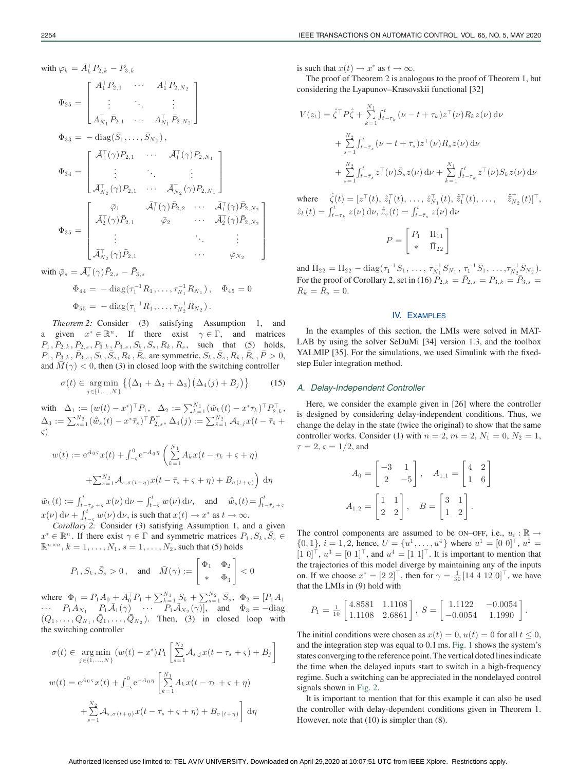with $\varphi_k = A_k^\top P_{2,k} - P_{3,k}$

$$\Phi_{25} = \begin{bmatrix} A_1^\top \bar{P}_{2,1} & \cdots & A_1^\top \bar{P}_{2,N_2} \\ \vdots & \ddots & \vdots \\ A_{N_1}^\top \bar{P}_{2,1} & \cdots & A_{N_1}^\top \bar{P}_{2,N_2} \end{bmatrix}$$

$$\Phi_{33} = -\operatorname{diag}(\bar{S}_1, \ldots, \bar{S}_{N_2}),$$

$$\Phi_{34} = \begin{bmatrix} \bar{\mathcal{A}}_1^\top(\gamma) P_{2,1} & \cdots & \bar{\mathcal{A}}_1^\top(\gamma) P_{2,N_1} \\ \vdots & \ddots & \vdots \\ \bar{\mathcal{A}}_{N_2}^\top(\gamma) P_{2,1} & \cdots & \bar{\mathcal{A}}_{N_2}^\top(\gamma) P_{2,N_1} \end{bmatrix}$$

$$\Phi_{35} = \begin{bmatrix} \bar{\varphi}_1 & \bar{\mathcal{A}}_1^\top(\gamma)\bar{P}_{2,2} & \cdots & \bar{\mathcal{A}}_1^\top(\gamma)\bar{P}_{2,N_2} \\ \bar{\mathcal{A}}_2^\top(\gamma)\bar{P}_{2,1} & \bar{\varphi}_2 & \cdots & \bar{\mathcal{A}}_2^\top(\gamma)\bar{P}_{2,N_2} \\ \vdots & & \ddots & \vdots \\ \bar{\mathcal{A}}_{N_2}^\top(\gamma)\bar{P}_{2,1} & & \cdots & \bar{\varphi}_{N_2} \end{bmatrix}$$

with $\bar{\varphi}_s = \bar{\mathcal{A}}_s^\top(\gamma)\bar{P}_{2,s} - \bar{P}_{3,s}$

$$\Phi_{44} = -\operatorname{diag}(\tau_1^{-1}R_1, \ldots, \tau_{N_1}^{-1}R_{N_1}), \quad \Phi_{45} = 0$$

$$\Phi_{55} = -\operatorname{diag}(\bar{\tau}_1^{-1}\bar{R}_1, \ldots, \bar{\tau}_{N_2}^{-1}\bar{R}_{N_2}).$$

*Theorem 2:* Consider (3) satisfying Assumption 1, and a given $x^* \in \mathbb{R}^n$. If there exist $\gamma \in \Gamma$, and matrices $P_1, P_{2,k}, \bar{P}_{2,s}, P_{3,k}, \bar{P}_{3,s}, S_k, \bar{S}_s, R_k, \bar{R}_s$, such that (5) holds, $P_1, P_{3,k}, \bar{P}_{3,s}, S_k, \bar{S}_s, R_k, \bar{R}_s$ are symmetric, $S_k, \bar{S}_s, R_k, \bar{R}_s, \bar{P} > 0$, and $\bar{M}(\gamma) < 0$, then (3) in closed loop with the switching controller

$$\sigma(t) \in \operatorname*{arg\,min}_{j \in \{1,\ldots,N\}} \left\{ \left(\Delta_1 + \Delta_2 + \Delta_3\right)\left(\Delta_4(j) + B_j\right) \right\} \tag{15}$$

with $\Delta_1 := (w(t) - x^*)^\top P_1$, $\Delta_2 := \sum_{k=1}^{N_1} (\hat{w}_k(t) - x^*\tau_k)^\top P_{2,k}^\top$, $\Delta_3 := \sum_{s=1}^{N_2} (\hat{\bar{w}}_s(t) - x^*\bar{\tau}_s)^\top \bar{P}_{2,s}^\top$, $\Delta_4(j) := \sum_{\bar{s}=1}^{N_2} \mathcal{A}_{\bar{s},j} x(t - \bar{\tau}_{\bar{s}} + \varsigma)$

$$w(t) := \mathrm{e}^{A_0\varsigma} x(t) + \int_{-\varsigma}^{0} \mathrm{e}^{-A_0\eta} \left( \sum_{k=1}^{N_1} A_k x(t - \tau_k + \varsigma + \eta) \right.$$
$$\left. + \sum_{s=1}^{N_2} \mathcal{A}_{s,\sigma(t+\eta)} x(t - \bar{\tau}_s + \varsigma + \eta) + B_{\sigma(t+\eta)} \right) \mathrm{d}\eta$$

$\hat{w}_k(t) := \int_{t-\tau_k+\varsigma}^{t} x(\nu)\,\mathrm{d}\nu + \int_{t-\varsigma}^{t} w(\nu)\,\mathrm{d}\nu$, and $\hat{\bar{w}}_s(t) = \int_{t-\bar{\tau}_s+\varsigma}^{t} x(\nu)\,\mathrm{d}\nu + \int_{t-\varsigma}^{t} w(\nu)\,\mathrm{d}\nu$, is such that $x(t) \to x^*$ as $t \to \infty$.

*Corollary 2:* Consider (3) satisfying Assumption 1, and a given $x^* \in \mathbb{R}^n$. If there exist $\gamma \in \Gamma$ and symmetric matrices $P_1, S_k, \bar{S}_s \in \mathbb{R}^{n \times n}$, $k = 1, \ldots, N_1$, $s = 1, \ldots, N_2$, such that (5) holds

$$P_1, S_k, \bar{S}_s > 0, \quad \text{and} \quad \bar{M}(\gamma) := \begin{bmatrix} \Phi_1 & \Phi_2 \\ * & \Phi_3 \end{bmatrix} < 0$$

where $\Phi_1 = P_1 A_0 + A_0^\top P_1 + \sum_{k=1}^{N_1} S_k + \sum_{s=1}^{N_2} \bar{S}_s$, $\Phi_2 = [P_1 A_1 \ \cdots \ P_1 A_{N_1} \ \ P_1 \bar{\mathcal{A}}_1(\gamma) \ \cdots \ P_1 \bar{\mathcal{A}}_{N_2}(\gamma)]$, and $\Phi_3 = -\operatorname{diag}(Q_1, \ldots, Q_{N_1}, \bar{Q}_1, \ldots, \bar{Q}_{N_2})$. Then, (3) in closed loop with the switching controller

$$\sigma(t) \in \operatorname*{arg\,min}_{j \in \{1,\ldots,N\}} (w(t) - x^*) P_1 \left[ \sum_{s=1}^{N_2} \mathcal{A}_{s,j} x(t - \bar{\tau}_s + \varsigma) + B_j \right]$$

$$w(t) = \mathrm{e}^{A_0\varsigma} x(t) + \int_{-\varsigma}^{0} \mathrm{e}^{-A_0\eta} \left[ \sum_{k=1}^{N_1} A_k x(t - \tau_k + \varsigma + \eta) \right.$$
$$\left. + \sum_{s=1}^{N_2} \mathcal{A}_{s,\sigma(t+\eta)} x(t - \bar{\tau}_s + \varsigma + \eta) + B_{\sigma(t+\eta)} \right] \mathrm{d}\eta$$

is such that $x(t) \to x^*$ as $t \to \infty$.

The proof of Theorem 2 is analogous to the proof of Theorem 1, but considering the Lyapunov–Krasovskii functional [32]

$$V(z_t) = \hat{\zeta}^\top P \hat{\zeta} + \sum_{k=1}^{N_1} \int_{t-\tau_k}^{t} (\nu - t + \tau_k) z^\top(\nu) R_k z(\nu)\,\mathrm{d}\nu$$
$$+ \sum_{s=1}^{N_2} \int_{t-\bar{\tau}_s}^{t} (\nu - t + \bar{\tau}_s) z^\top(\nu) \bar{R}_s z(\nu)\,\mathrm{d}\nu$$
$$+ \sum_{s=1}^{N_2} \int_{t-\bar{\tau}_s}^{t} z^\top(\nu) \bar{S}_s z(\nu)\,\mathrm{d}\nu + \sum_{k=1}^{N_1} \int_{t-\tau_k}^{t} z^\top(\nu) S_k z(\nu)\,\mathrm{d}\nu$$

where $\hat{\zeta}(t) = [z^\top(t), \hat{z}_1^\top(t), \ldots, \hat{z}_{N_1}^\top(t), \hat{\bar{z}}_1^\top(t), \ldots, \hat{\bar{z}}_{N_2}^\top(t)]^\top$, $\hat{z}_k(t) = \int_{t-\tau_k}^{t} z(\nu)\,\mathrm{d}\nu$, $\hat{\bar{z}}_s(t) = \int_{t-\bar{\tau}_s}^{t} z(\nu)\,\mathrm{d}\nu$

$$P = \begin{bmatrix} P_1 & \Pi_{11} \\ * & \bar{\Pi}_{22} \end{bmatrix}$$

and $\bar{\Pi}_{22} = \Pi_{22} - \operatorname{diag}(\tau_1^{-1} S_1, \ldots, \tau_{N_1}^{-1} S_{N_1}, \bar{\tau}_1^{-1}\bar{S}_1, \ldots, \bar{\tau}_{N_2}^{-1}\bar{S}_{N_2})$. For the proof of Corollary 2, set in (16) $P_{2,k} = \bar{P}_{2,s} = P_{3,k} = \bar{P}_{3,s} = R_k = \bar{R}_s = 0$.

## IV. Examples

In the examples of this section, the LMIs were solved in MATLAB by using the solver SeDuMi [34] version 1.3, and the toolbox YALMIP [35]. For the simulations, we used Simulink with the fixed-step Euler integration method.

### A. Delay-Independent Controller

Here, we consider the example given in [26] where the controller is designed by considering delay-independent conditions. Thus, we change the delay in the state (twice the original) to show that the same controller works. Consider (1) with $n = 2$, $m = 2$, $N_1 = 0$, $N_2 = 1$, $\tau = 2$, $\varsigma = 1/2$, and

$$A_0 = \begin{bmatrix} -3 & 1 \\ 2 & -5 \end{bmatrix}, \quad A_{1,1} = \begin{bmatrix} 4 & 2 \\ 1 & 6 \end{bmatrix}$$
$$A_{1,2} = \begin{bmatrix} 1 & 1 \\ 2 & 2 \end{bmatrix}, \quad B = \begin{bmatrix} 3 & 1 \\ 1 & 2 \end{bmatrix}.$$

The control components are assumed to be ON–OFF, i.e., $u_i : \mathbb{R} \to \{0, 1\}$, $i = 1, 2$, hence, $U = \{u^1, \ldots, u^4\}$ where $u^1 = [0\ 0]^\top$, $u^2 = [1\ 0]^\top$, $u^3 = [0\ 1]^\top$, and $u^4 = [1\ 1]^\top$. It is important to mention that the trajectories of this model diverge by maintaining any of the inputs on. If we choose $x^* = [2\ 2]^\top$, then for $\gamma = \frac{1}{30}[14\ 4\ 12\ 0]^\top$, we have that the LMIs in (9) hold with

$$P_1 = \frac{1}{10} \begin{bmatrix} 4.8581 & 1.1108 \\ 1.1108 & 2.6861 \end{bmatrix}, \ S = \begin{bmatrix} 1.1122 & -0.0054 \\ -0.0054 & 1.1990 \end{bmatrix}.$$

The initial conditions were chosen as $x(t) = 0$, $u(t) = 0$ for all $t \leq 0$, and the integration step was equal to 0.1 ms. Fig. 1 shows the system's states converging to the reference point. The vertical doted lines indicate the time when the delayed inputs start to switch in a high-frequency regime. Such a switching can be appreciated in the nondelayed control signals shown in Fig. 2.

It is important to mention that for this example it can also be used the controller with delay-dependent conditions given in Theorem 1. However, note that (10) is simpler than (8).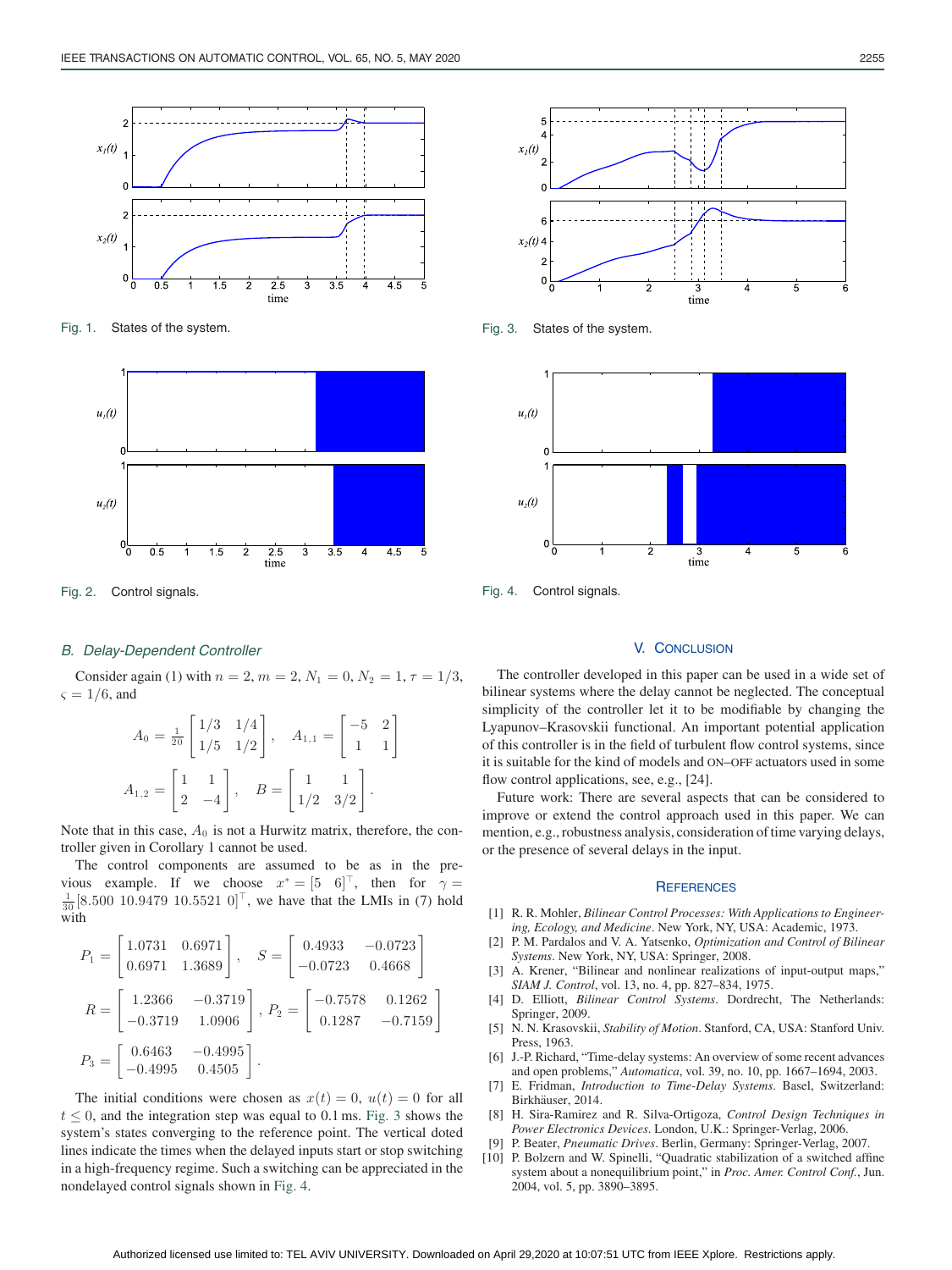Fig. 1. States of the system.

Fig. 2. Control signals.

Fig. 3. States of the system.

Fig. 4. Control signals.

### B. Delay-Dependent Controller

Consider again (1) with $n = 2$, $m = 2$, $N_1 = 0$, $N_2 = 1$, $\tau = 1/3$, $\varsigma = 1/6$, and

$$A_0 = \frac{1}{20}\begin{bmatrix} 1/3 & 1/4 \\ 1/5 & 1/2 \end{bmatrix}, \quad A_{1,1} = \begin{bmatrix} -5 & 2 \\ 1 & 1 \end{bmatrix}$$

$$A_{1,2} = \begin{bmatrix} 1 & 1 \\ 2 & -4 \end{bmatrix}, \quad B = \begin{bmatrix} 1 & 1 \\ 1/2 & 3/2 \end{bmatrix}.$$

Note that in this case, $A_0$ is not a Hurwitz matrix, therefore, the controller given in Corollary 1 cannot be used.

The control components are assumed to be as in the previous example. If we choose $x^* = [5 \;\; 6]^\top$, then for $\gamma = \frac{1}{30}[8.500 \;\; 10.9479 \;\; 10.5521 \;\; 0]^\top$, we have that the LMIs in (7) hold with

$$P_1 = \begin{bmatrix} 1.0731 & 0.6971 \\ 0.6971 & 1.3689 \end{bmatrix}, \quad S = \begin{bmatrix} 0.4933 & -0.0723 \\ -0.0723 & 0.4668 \end{bmatrix}$$

$$R = \begin{bmatrix} 1.2366 & -0.3719 \\ -0.3719 & 1.0906 \end{bmatrix}, P_2 = \begin{bmatrix} -0.7578 & 0.1262 \\ 0.1287 & -0.7159 \end{bmatrix}$$

$$P_3 = \begin{bmatrix} 0.6463 & -0.4995 \\ -0.4995 & 0.4505 \end{bmatrix}.$$

The initial conditions were chosen as $x(t) = 0$, $u(t) = 0$ for all $t \leq 0$, and the integration step was equal to 0.1 ms. Fig. 3 shows the system's states converging to the reference point. The vertical doted lines indicate the times when the delayed inputs start or stop switching in a high-frequency regime. Such a switching can be appreciated in the nondelayed control signals shown in Fig. 4.

## V. Conclusion

The controller developed in this paper can be used in a wide set of bilinear systems where the delay cannot be neglected. The conceptual simplicity of the controller let it to be modifiable by changing the Lyapunov–Krasovskii functional. An important potential application of this controller is in the field of turbulent flow control systems, since it is suitable for the kind of models and ON–OFF actuators used in some flow control applications, see, e.g., [24].

Future work: There are several aspects that can be considered to improve or extend the control approach used in this paper. We can mention, e.g., robustness analysis, consideration of time varying delays, or the presence of several delays in the input.

## References

[1] R. R. Mohler, *Bilinear Control Processes: With Applications to Engineering, Ecology, and Medicine*. New York, NY, USA: Academic, 1973.

[2] P. M. Pardalos and V. A. Yatsenko, *Optimization and Control of Bilinear Systems*. New York, NY, USA: Springer, 2008.

[3] A. Krener, "Bilinear and nonlinear realizations of input-output maps," *SIAM J. Control*, vol. 13, no. 4, pp. 827–834, 1975.

[4] D. Elliott, *Bilinear Control Systems*. Dordrecht, The Netherlands: Springer, 2009.

[5] N. N. Krasovskii, *Stability of Motion*. Stanford, CA, USA: Stanford Univ. Press, 1963.

[6] J.-P. Richard, "Time-delay systems: An overview of some recent advances and open problems," *Automatica*, vol. 39, no. 10, pp. 1667–1694, 2003.

[7] E. Fridman, *Introduction to Time-Delay Systems*. Basel, Switzerland: Birkhäuser, 2014.

[8] H. Sira-Ramirez and R. Silva-Ortigoza, *Control Design Techniques in Power Electronics Devices*. London, U.K.: Springer-Verlag, 2006.

[9] P. Beater, *Pneumatic Drives*. Berlin, Germany: Springer-Verlag, 2007.

[10] P. Bolzern and W. Spinelli, "Quadratic stabilization of a switched affine system about a nonequilibrium point," in *Proc. Amer. Control Conf.*, Jun. 2004, vol. 5, pp. 3890–3895.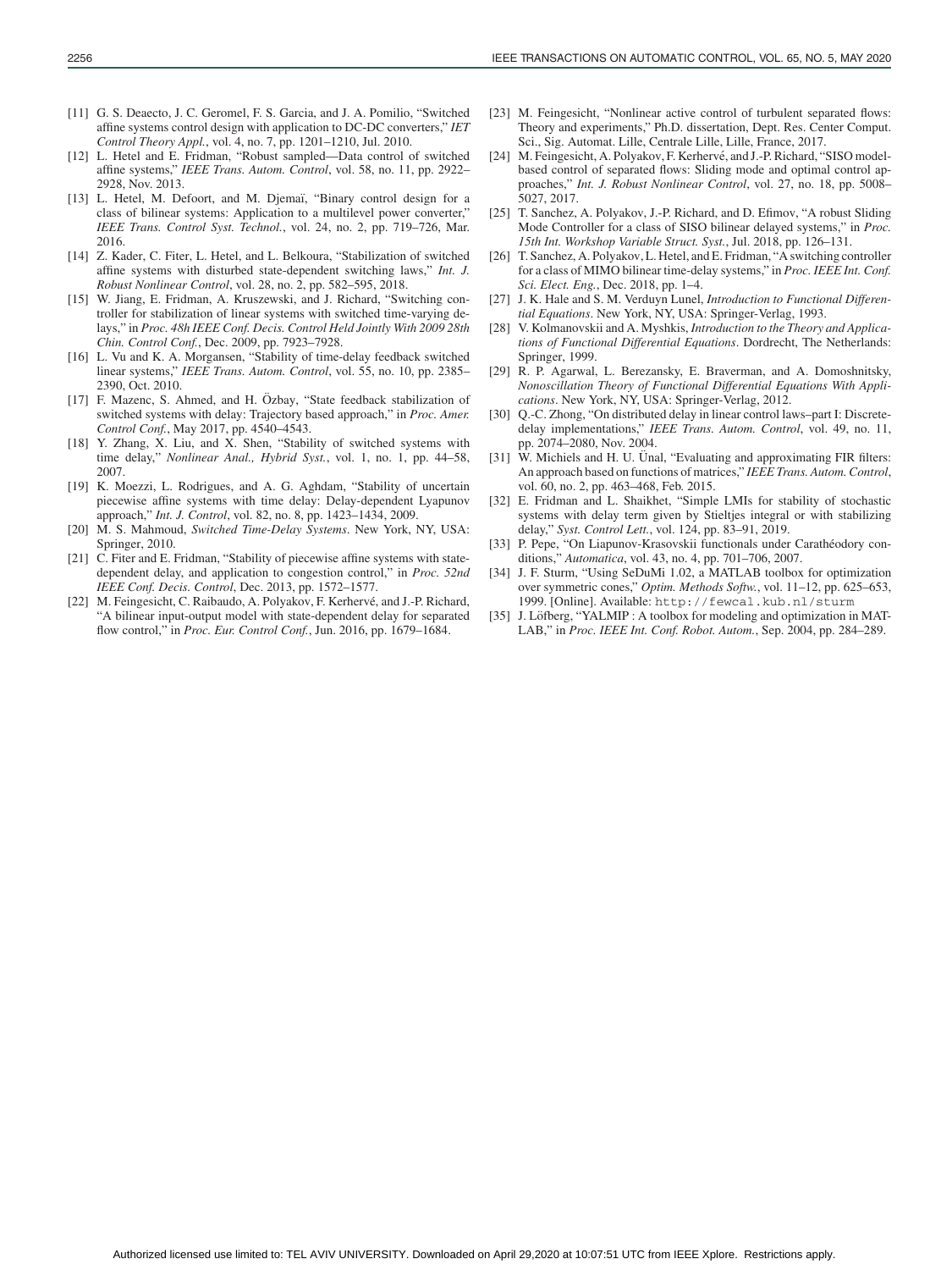[11] G. S. Deaecto, J. C. Geromel, F. S. Garcia, and J. A. Pomilio, "Switched affine systems control design with application to DC-DC converters," *IET Control Theory Appl.*, vol. 4, no. 7, pp. 1201–1210, Jul. 2010.

[12] L. Hetel and E. Fridman, "Robust sampled—Data control of switched affine systems," *IEEE Trans. Autom. Control*, vol. 58, no. 11, pp. 2922–2928, Nov. 2013.

[13] L. Hetel, M. Defoort, and M. Djemaï, "Binary control design for a class of bilinear systems: Application to a multilevel power converter," *IEEE Trans. Control Syst. Technol.*, vol. 24, no. 2, pp. 719–726, Mar. 2016.

[14] Z. Kader, C. Fiter, L. Hetel, and L. Belkoura, "Stabilization of switched affine systems with disturbed state-dependent switching laws," *Int. J. Robust Nonlinear Control*, vol. 28, no. 2, pp. 582–595, 2018.

[15] W. Jiang, E. Fridman, A. Kruszewski, and J. Richard, "Switching controller for stabilization of linear systems with switched time-varying delays," in *Proc. 48h IEEE Conf. Decis. Control Held Jointly With 2009 28th Chin. Control Conf.*, Dec. 2009, pp. 7923–7928.

[16] L. Vu and K. A. Morgansen, "Stability of time-delay feedback switched linear systems," *IEEE Trans. Autom. Control*, vol. 55, no. 10, pp. 2385–2390, Oct. 2010.

[17] F. Mazenc, S. Ahmed, and H. Özbay, "State feedback stabilization of switched systems with delay: Trajectory based approach," in *Proc. Amer. Control Conf.*, May 2017, pp. 4540–4543.

[18] Y. Zhang, X. Liu, and X. Shen, "Stability of switched systems with time delay," *Nonlinear Anal., Hybrid Syst.*, vol. 1, no. 1, pp. 44–58, 2007.

[19] K. Moezzi, L. Rodrigues, and A. G. Aghdam, "Stability of uncertain piecewise affine systems with time delay: Delay-dependent Lyapunov approach," *Int. J. Control*, vol. 82, no. 8, pp. 1423–1434, 2009.

[20] M. S. Mahmoud, *Switched Time-Delay Systems*. New York, NY, USA: Springer, 2010.

[21] C. Fiter and E. Fridman, "Stability of piecewise affine systems with state-dependent delay, and application to congestion control," in *Proc. 52nd IEEE Conf. Decis. Control*, Dec. 2013, pp. 1572–1577.

[22] M. Feingesicht, C. Raibaudo, A. Polyakov, F. Kerhervé, and J.-P. Richard, "A bilinear input-output model with state-dependent delay for separated flow control," in *Proc. Eur. Control Conf.*, Jun. 2016, pp. 1679–1684.

[23] M. Feingesicht, "Nonlinear active control of turbulent separated flows: Theory and experiments," Ph.D. dissertation, Dept. Res. Center Comput. Sci., Sig. Automat. Lille, Centrale Lille, Lille, France, 2017.

[24] M. Feingesicht, A. Polyakov, F. Kerhervé, and J.-P. Richard, "SISO model-based control of separated flows: Sliding mode and optimal control approaches," *Int. J. Robust Nonlinear Control*, vol. 27, no. 18, pp. 5008–5027, 2017.

[25] T. Sanchez, A. Polyakov, J.-P. Richard, and D. Efimov, "A robust Sliding Mode Controller for a class of SISO bilinear delayed systems," in *Proc. 15th Int. Workshop Variable Struct. Syst.*, Jul. 2018, pp. 126–131.

[26] T. Sanchez, A. Polyakov, L. Hetel, and E. Fridman, "A switching controller for a class of MIMO bilinear time-delay systems," in *Proc. IEEE Int. Conf. Sci. Elect. Eng.*, Dec. 2018, pp. 1–4.

[27] J. K. Hale and S. M. Verduyn Lunel, *Introduction to Functional Differential Equations*. New York, NY, USA: Springer-Verlag, 1993.

[28] V. Kolmanovskii and A. Myshkis, *Introduction to the Theory and Applications of Functional Differential Equations*. Dordrecht, The Netherlands: Springer, 1999.

[29] R. P. Agarwal, L. Berezansky, E. Braverman, and A. Domoshnitsky, *Nonoscillation Theory of Functional Differential Equations With Applications*. New York, NY, USA: Springer-Verlag, 2012.

[30] Q.-C. Zhong, "On distributed delay in linear control laws–part I: Discrete-delay implementations," *IEEE Trans. Autom. Control*, vol. 49, no. 11, pp. 2074–2080, Nov. 2004.

[31] W. Michiels and H. U. Ünal, "Evaluating and approximating FIR filters: An approach based on functions of matrices," *IEEE Trans. Autom. Control*, vol. 60, no. 2, pp. 463–468, Feb. 2015.

[32] E. Fridman and L. Shaikhet, "Simple LMIs for stability of stochastic systems with delay term given by Stieltjes integral or with stabilizing delay," *Syst. Control Lett.*, vol. 124, pp. 83–91, 2019.

[33] P. Pepe, "On Liapunov-Krasovskii functionals under Carathéodory conditions," *Automatica*, vol. 43, no. 4, pp. 701–706, 2007.

[34] J. F. Sturm, "Using SeDuMi 1.02, a MATLAB toolbox for optimization over symmetric cones," *Optim. Methods Softw.*, vol. 11–12, pp. 625–653, 1999. [Online]. Available: http://fewcal.kub.nl/sturm

[35] J. Löfberg, "YALMIP : A toolbox for modeling and optimization in MATLAB," in *Proc. IEEE Int. Conf. Robot. Autom.*, Sep. 2004, pp. 284–289.